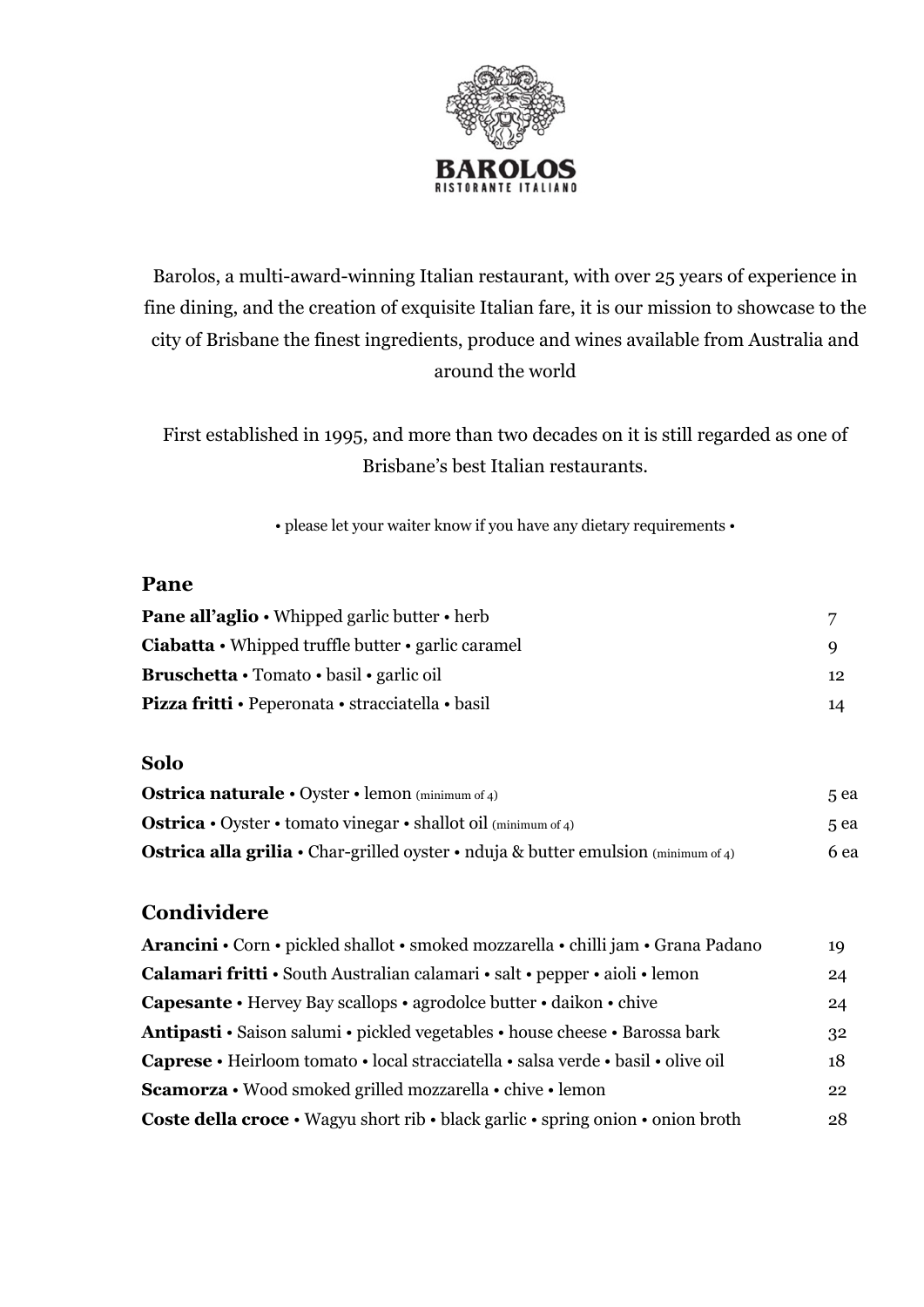# BAROLOS
RISTORANTE ITALIANO

Barolos, a multi-award-winning Italian restaurant, with over 25 years of experience in fine dining, and the creation of exquisite Italian fare, it is our mission to showcase to the city of Brisbane the finest ingredients, produce and wines available from Australia and around the world

First established in 1995, and more than two decades on it is still regarded as one of Brisbane's best Italian restaurants.

• please let your waiter know if you have any dietary requirements •

## Pane

| | |
|---|---|
| **Pane all'aglio** • Whipped garlic butter • herb | 7 |
| **Ciabatta** • Whipped truffle butter • garlic caramel | 9 |
| **Bruschetta** • Tomato • basil • garlic oil | 12 |
| **Pizza fritti** • Peperonata • stracciatella • basil | 14 |

## Solo

| | |
|---|---|
| **Ostrica naturale** • Oyster • lemon (minimum of 4) | 5 ea |
| **Ostrica** • Oyster • tomato vinegar • shallot oil (minimum of 4) | 5 ea |
| **Ostrica alla grilia** • Char-grilled oyster • nduja & butter emulsion (minimum of 4) | 6 ea |

## Condividere

| | |
|---|---|
| **Arancini** • Corn • pickled shallot • smoked mozzarella • chilli jam • Grana Padano | 19 |
| **Calamari fritti** • South Australian calamari • salt • pepper • aioli • lemon | 24 |
| **Capesante** • Hervey Bay scallops • agrodolce butter • daikon • chive | 24 |
| **Antipasti** • Saison salumi • pickled vegetables • house cheese • Barossa bark | 32 |
| **Caprese** • Heirloom tomato • local stracciatella • salsa verde • basil • olive oil | 18 |
| **Scamorza** • Wood smoked grilled mozzarella • chive • lemon | 22 |
| **Coste della croce** • Wagyu short rib • black garlic • spring onion • onion broth | 28 |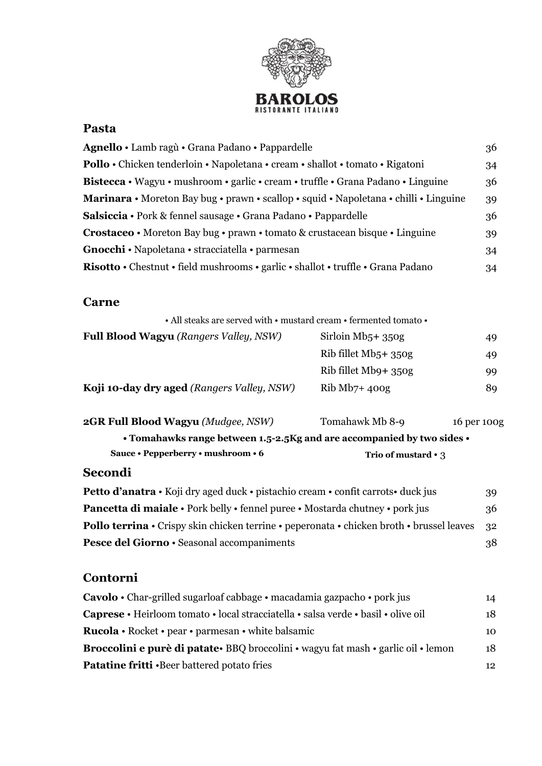**BAROLOS**
RISTORANTE ITALIANO

## Pasta

| | |
|---|---|
| **Agnello** • Lamb ragù • Grana Padano • Pappardelle | 36 |
| **Pollo** • Chicken tenderloin • Napoletana • cream • shallot • tomato • Rigatoni | 34 |
| **Bistecca** • Wagyu • mushroom • garlic • cream • truffle • Grana Padano • Linguine | 36 |
| **Marinara** • Moreton Bay bug • prawn • scallop • squid • Napoletana • chilli • Linguine | 39 |
| **Salsiccia** • Pork & fennel sausage • Grana Padano • Pappardelle | 36 |
| **Crostaceo** • Moreton Bay bug • prawn • tomato & crustacean bisque • Linguine | 39 |
| **Gnocchi** • Napoletana • stracciatella • parmesan | 34 |
| **Risotto** • Chestnut • field mushrooms • garlic • shallot • truffle • Grana Padano | 34 |

## Carne

• All steaks are served with • mustard cream • fermented tomato •

| | | |
|---|---|---|
| **Full Blood Wagyu** *(Rangers Valley, NSW)* | Sirloin Mb5+ 350g | 49 |
| | Rib fillet Mb5+ 350g | 49 |
| | Rib fillet Mb9+ 350g | 99 |
| **Koji 10-day dry aged** *(Rangers Valley, NSW)* | Rib Mb7+ 400g | 89 |
| **2GR Full Blood Wagyu** *(Mudgee, NSW)* | Tomahawk Mb 8-9 | 16 per 100g |

**• Tomahawks range between 1.5-2.5Kg and are accompanied by two sides •**

**Sauce • Pepperberry • mushroom • 6** **Trio of mustard •** 3

## Secondi

| | |
|---|---|
| **Petto d'anatra** • Koji dry aged duck • pistachio cream • confit carrots• duck jus | 39 |
| **Pancetta di maiale** • Pork belly • fennel puree • Mostarda chutney • pork jus | 36 |
| **Pollo terrina** • Crispy skin chicken terrine • peperonata • chicken broth • brussel leaves | 32 |
| **Pesce del Giorno** • Seasonal accompaniments | 38 |

## Contorni

| | |
|---|---|
| **Cavolo** • Char-grilled sugarloaf cabbage • macadamia gazpacho • pork jus | 14 |
| **Caprese** • Heirloom tomato • local stracciatella • salsa verde • basil • olive oil | 18 |
| **Rucola** • Rocket • pear • parmesan • white balsamic | 10 |
| **Broccolini e purè di patate**• BBQ broccolini • wagyu fat mash • garlic oil • lemon | 18 |
| **Patatine fritti** •Beer battered potato fries | 12 |